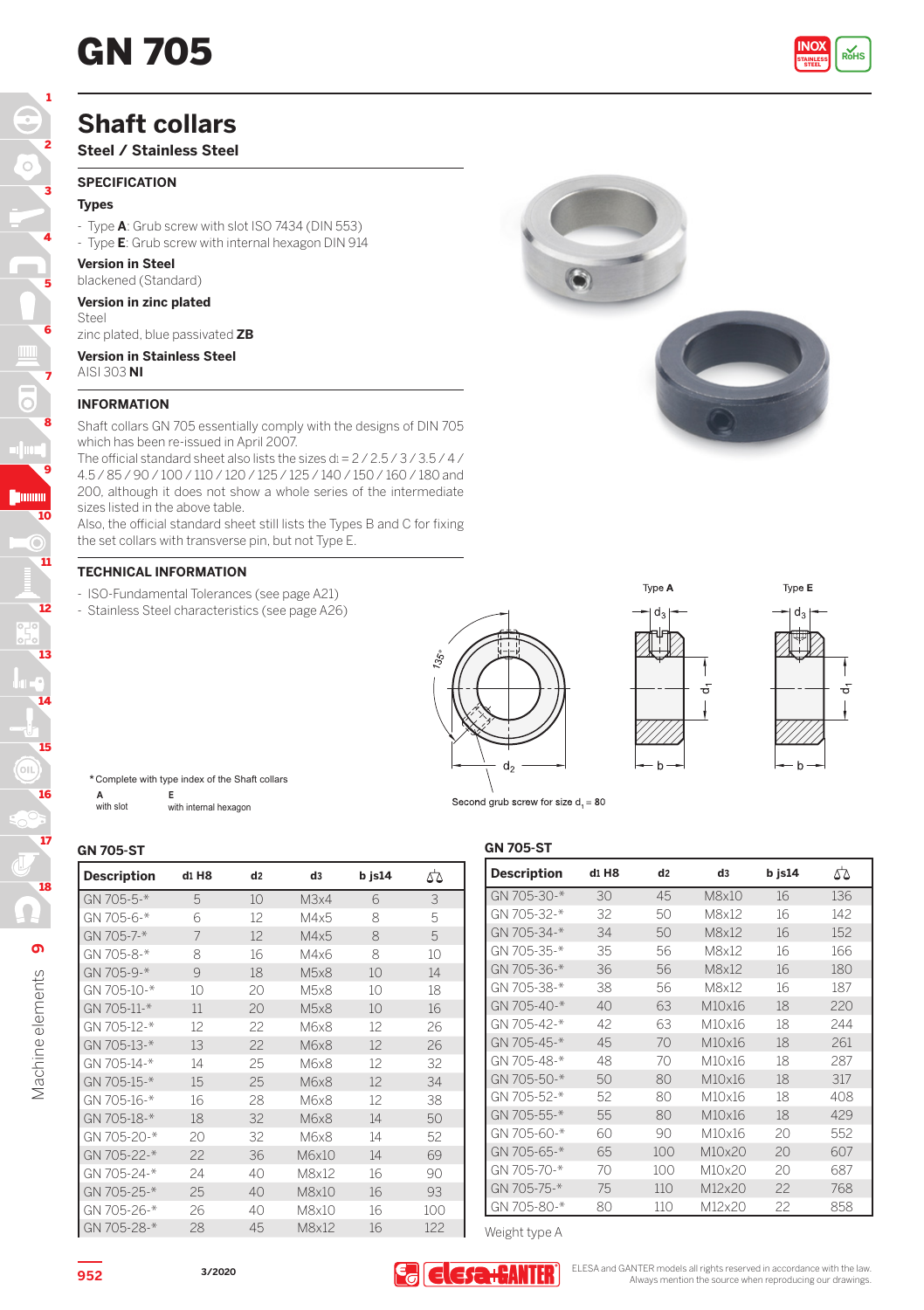# GN 705

## Shaft collars

### Steel / Stainless Steel

**SPECIFICATION**

**Types**

- Type **A**: Grub screw with slot ISO 7434 (DIN 553)
- Type **E**: Grub screw with internal hexagon DIN 914

**Version in Steel**
blackened (Standard)

**Version in zinc plated**
Steel
zinc plated, blue passivated **ZB**

**Version in Stainless Steel**
AISI 303 **NI**

**INFORMATION**

Shaft collars GN 705 essentially comply with the designs of DIN 705 which has been re-issued in April 2007.
The official standard sheet also lists the sizes $d_1$ = 2 / 2.5 / 3 / 3.5 / 4 / 4.5 / 85 / 90 / 100 / 110 / 120 / 125 / 125 / 140 / 150 / 160 / 180 and 200, although it does not show a whole series of the intermediate sizes listed in the above table.
Also, the official standard sheet still lists the Types B and C for fixing the set collars with transverse pin, but not Type E.

**TECHNICAL INFORMATION**

- ISO-Fundamental Tolerances (see page A21)
- Stainless Steel characteristics (see page A26)

Type A

Type E

135°

$d_2$ $d_3$ $d_1$ b

Second grub screw for size $d_1$ = 80

\* Complete with type index of the Shaft collars

| A | E |
|---|---|
| with slot | with internal hexagon |

**GN 705-ST**

| Description | d1 H8 | d2 | d3 | b js14 | ⚖ |
|---|---|---|---|---|---|
| GN 705-5-* | 5 | 10 | M3x4 | 6 | 3 |
| GN 705-6-* | 6 | 12 | M4x5 | 8 | 5 |
| GN 705-7-* | 7 | 12 | M4x5 | 8 | 5 |
| GN 705-8-* | 8 | 16 | M4x6 | 8 | 10 |
| GN 705-9-* | 9 | 18 | M5x8 | 10 | 14 |
| GN 705-10-* | 10 | 20 | M5x8 | 10 | 18 |
| GN 705-11-* | 11 | 20 | M5x8 | 10 | 16 |
| GN 705-12-* | 12 | 22 | M6x8 | 12 | 26 |
| GN 705-13-* | 13 | 22 | M6x8 | 12 | 26 |
| GN 705-14-* | 14 | 25 | M6x8 | 12 | 32 |
| GN 705-15-* | 15 | 25 | M6x8 | 12 | 34 |
| GN 705-16-* | 16 | 28 | M6x8 | 12 | 38 |
| GN 705-18-* | 18 | 32 | M6x8 | 14 | 50 |
| GN 705-20-* | 20 | 32 | M6x8 | 14 | 52 |
| GN 705-22-* | 22 | 36 | M6x10 | 14 | 69 |
| GN 705-24-* | 24 | 40 | M8x12 | 16 | 90 |
| GN 705-25-* | 25 | 40 | M8x10 | 16 | 93 |
| GN 705-26-* | 26 | 40 | M8x10 | 16 | 100 |
| GN 705-28-* | 28 | 45 | M8x12 | 16 | 122 |

**GN 705-ST**

| Description | d1 H8 | d2 | d3 | b js14 | ⚖ |
|---|---|---|---|---|---|
| GN 705-30-* | 30 | 45 | M8x10 | 16 | 136 |
| GN 705-32-* | 32 | 50 | M8x12 | 16 | 142 |
| GN 705-34-* | 34 | 50 | M8x12 | 16 | 152 |
| GN 705-35-* | 35 | 56 | M8x12 | 16 | 166 |
| GN 705-36-* | 36 | 56 | M8x12 | 16 | 180 |
| GN 705-38-* | 38 | 56 | M8x12 | 16 | 187 |
| GN 705-40-* | 40 | 63 | M10x16 | 18 | 220 |
| GN 705-42-* | 42 | 63 | M10x16 | 18 | 244 |
| GN 705-45-* | 45 | 70 | M10x16 | 18 | 261 |
| GN 705-48-* | 48 | 70 | M10x16 | 18 | 287 |
| GN 705-50-* | 50 | 80 | M10x16 | 18 | 317 |
| GN 705-52-* | 52 | 80 | M10x16 | 18 | 408 |
| GN 705-55-* | 55 | 80 | M10x16 | 18 | 429 |
| GN 705-60-* | 60 | 90 | M10x16 | 20 | 552 |
| GN 705-65-* | 65 | 100 | M10x20 | 20 | 607 |
| GN 705-70-* | 70 | 100 | M10x20 | 20 | 687 |
| GN 705-75-* | 75 | 110 | M12x20 | 22 | 768 |
| GN 705-80-* | 80 | 110 | M12x20 | 22 | 858 |

Weight type A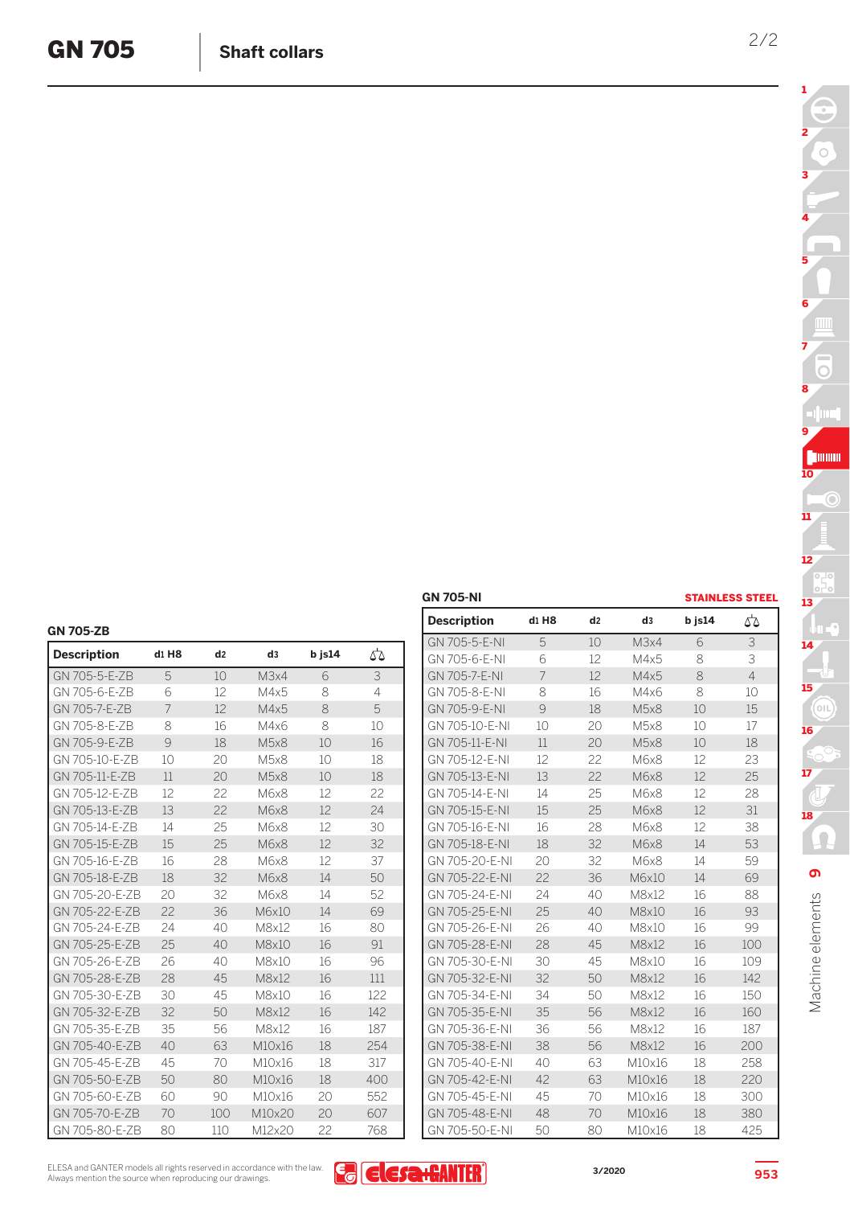# GN 705

## Shaft collars

### GN 705-ZB

| Description | d1 H8 | d2 | d3 | b js14 | ⚖ |
|---|---|---|---|---|---|
| GN 705-5-E-ZB | 5 | 10 | M3x4 | 6 | 3 |
| GN 705-6-E-ZB | 6 | 12 | M4x5 | 8 | 4 |
| GN 705-7-E-ZB | 7 | 12 | M4x5 | 8 | 5 |
| GN 705-8-E-ZB | 8 | 16 | M4x6 | 8 | 10 |
| GN 705-9-E-ZB | 9 | 18 | M5x8 | 10 | 16 |
| GN 705-10-E-ZB | 10 | 20 | M5x8 | 10 | 18 |
| GN 705-11-E-ZB | 11 | 20 | M5x8 | 10 | 18 |
| GN 705-12-E-ZB | 12 | 22 | M6x8 | 12 | 22 |
| GN 705-13-E-ZB | 13 | 22 | M6x8 | 12 | 24 |
| GN 705-14-E-ZB | 14 | 25 | M6x8 | 12 | 30 |
| GN 705-15-E-ZB | 15 | 25 | M6x8 | 12 | 32 |
| GN 705-16-E-ZB | 16 | 28 | M6x8 | 12 | 37 |
| GN 705-18-E-ZB | 18 | 32 | M6x8 | 14 | 50 |
| GN 705-20-E-ZB | 20 | 32 | M6x8 | 14 | 52 |
| GN 705-22-E-ZB | 22 | 36 | M6x10 | 14 | 69 |
| GN 705-24-E-ZB | 24 | 40 | M8x12 | 16 | 80 |
| GN 705-25-E-ZB | 25 | 40 | M8x10 | 16 | 91 |
| GN 705-26-E-ZB | 26 | 40 | M8x10 | 16 | 96 |
| GN 705-28-E-ZB | 28 | 45 | M8x12 | 16 | 111 |
| GN 705-30-E-ZB | 30 | 45 | M8x10 | 16 | 122 |
| GN 705-32-E-ZB | 32 | 50 | M8x12 | 16 | 142 |
| GN 705-35-E-ZB | 35 | 56 | M8x12 | 16 | 187 |
| GN 705-40-E-ZB | 40 | 63 | M10x16 | 18 | 254 |
| GN 705-45-E-ZB | 45 | 70 | M10x16 | 18 | 317 |
| GN 705-50-E-ZB | 50 | 80 | M10x16 | 18 | 400 |
| GN 705-60-E-ZB | 60 | 90 | M10x16 | 20 | 552 |
| GN 705-70-E-ZB | 70 | 100 | M10x20 | 20 | 607 |
| GN 705-80-E-ZB | 80 | 110 | M12x20 | 22 | 768 |

### GN 705-NI

**STAINLESS STEEL**

| Description | d1 H8 | d2 | d3 | b js14 | ⚖ |
|---|---|---|---|---|---|
| GN 705-5-E-NI | 5 | 10 | M3x4 | 6 | 3 |
| GN 705-6-E-NI | 6 | 12 | M4x5 | 8 | 3 |
| GN 705-7-E-NI | 7 | 12 | M4x5 | 8 | 4 |
| GN 705-8-E-NI | 8 | 16 | M4x6 | 8 | 10 |
| GN 705-9-E-NI | 9 | 18 | M5x8 | 10 | 15 |
| GN 705-10-E-NI | 10 | 20 | M5x8 | 10 | 17 |
| GN 705-11-E-NI | 11 | 20 | M5x8 | 10 | 18 |
| GN 705-12-E-NI | 12 | 22 | M6x8 | 12 | 23 |
| GN 705-13-E-NI | 13 | 22 | M6x8 | 12 | 25 |
| GN 705-14-E-NI | 14 | 25 | M6x8 | 12 | 28 |
| GN 705-15-E-NI | 15 | 25 | M6x8 | 12 | 31 |
| GN 705-16-E-NI | 16 | 28 | M6x8 | 12 | 38 |
| GN 705-18-E-NI | 18 | 32 | M6x8 | 14 | 53 |
| GN 705-20-E-NI | 20 | 32 | M6x8 | 14 | 59 |
| GN 705-22-E-NI | 22 | 36 | M6x10 | 14 | 69 |
| GN 705-24-E-NI | 24 | 40 | M8x12 | 16 | 88 |
| GN 705-25-E-NI | 25 | 40 | M8x10 | 16 | 93 |
| GN 705-26-E-NI | 26 | 40 | M8x10 | 16 | 99 |
| GN 705-28-E-NI | 28 | 45 | M8x12 | 16 | 100 |
| GN 705-30-E-NI | 30 | 45 | M8x10 | 16 | 109 |
| GN 705-32-E-NI | 32 | 50 | M8x12 | 16 | 142 |
| GN 705-34-E-NI | 34 | 50 | M8x12 | 16 | 150 |
| GN 705-35-E-NI | 35 | 56 | M8x12 | 16 | 160 |
| GN 705-36-E-NI | 36 | 56 | M8x12 | 16 | 187 |
| GN 705-38-E-NI | 38 | 56 | M8x12 | 16 | 200 |
| GN 705-40-E-NI | 40 | 63 | M10x16 | 18 | 258 |
| GN 705-42-E-NI | 42 | 63 | M10x16 | 18 | 220 |
| GN 705-45-E-NI | 45 | 70 | M10x16 | 18 | 300 |
| GN 705-48-E-NI | 48 | 70 | M10x16 | 18 | 380 |
| GN 705-50-E-NI | 50 | 80 | M10x16 | 18 | 425 |

ELESA and GANTER models all rights reserved in accordance with the law.
Always mention the source when reproducing our drawings.